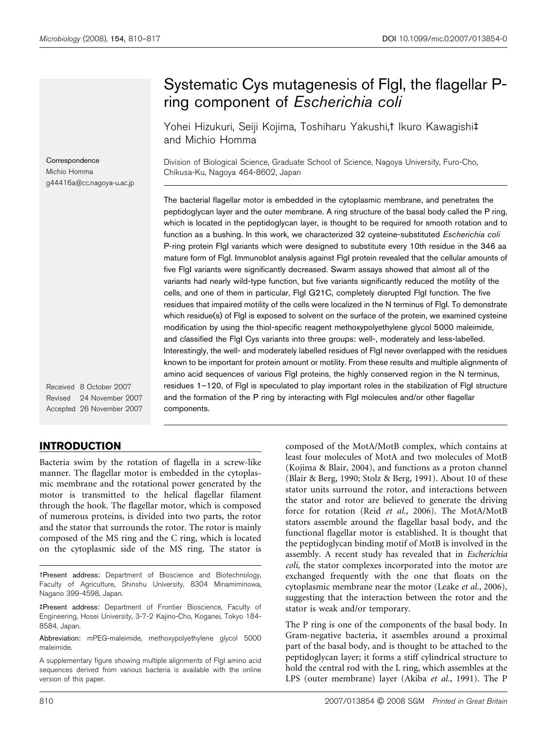# Systematic Cys mutagenesis of FlgI, the flagellar P-ring component of *Escherichia coli*

Yohei Hizukuri, Seiji Kojima, Toshiharu Yakushi,† Ikuro Kawagishi‡ and Michio Homma

Division of Biological Science, Graduate School of Science, Nagoya University, Furo-Cho, Chikusa-Ku, Nagoya 464-8602, Japan

Correspondence
Michio Homma
g44416a@cc.nagoya-u.ac.jp

Received 8 October 2007
Revised 24 November 2007
Accepted 26 November 2007

The bacterial flagellar motor is embedded in the cytoplasmic membrane, and penetrates the peptidoglycan layer and the outer membrane. A ring structure of the basal body called the P ring, which is located in the peptidoglycan layer, is thought to be required for smooth rotation and to function as a bushing. In this work, we characterized 32 cysteine-substituted *Escherichia coli* P-ring protein FlgI variants which were designed to substitute every 10th residue in the 346 aa mature form of FlgI. Immunoblot analysis against FlgI protein revealed that the cellular amounts of five FlgI variants were significantly decreased. Swarm assays showed that almost all of the variants had nearly wild-type function, but five variants significantly reduced the motility of the cells, and one of them in particular, FlgI G21C, completely disrupted FlgI function. The five residues that impaired motility of the cells were localized in the N terminus of FlgI. To demonstrate which residue(s) of FlgI is exposed to solvent on the surface of the protein, we examined cysteine modification by using the thiol-specific reagent methoxypolyethylene glycol 5000 maleimide, and classified the FlgI Cys variants into three groups: well-, moderately and less-labelled. Interestingly, the well- and moderately labelled residues of FlgI never overlapped with the residues known to be important for protein amount or motility. From these results and multiple alignments of amino acid sequences of various FlgI proteins, the highly conserved region in the N terminus, residues 1–120, of FlgI is speculated to play important roles in the stabilization of FlgI structure and the formation of the P ring by interacting with FlgI molecules and/or other flagellar components.

## INTRODUCTION

Bacteria swim by the rotation of flagella in a screw-like manner. The flagellar motor is embedded in the cytoplasmic membrane and the rotational power generated by the motor is transmitted to the helical flagellar filament through the hook. The flagellar motor, which is composed of numerous proteins, is divided into two parts, the rotor and the stator that surrounds the rotor. The rotor is mainly composed of the MS ring and the C ring, which is located on the cytoplasmic side of the MS ring. The stator is composed of the MotA/MotB complex, which contains at least four molecules of MotA and two molecules of MotB (Kojima & Blair, 2004), and functions as a proton channel (Blair & Berg, 1990; Stolz & Berg, 1991). About 10 of these stator units surround the rotor, and interactions between the stator and rotor are believed to generate the driving force for rotation (Reid *et al.*, 2006). The MotA/MotB stators assemble around the flagellar basal body, and the functional flagellar motor is established. It is thought that the peptidoglycan binding motif of MotB is involved in the assembly. A recent study has revealed that in *Escherichia coli*, the stator complexes incorporated into the motor are exchanged frequently with the one that floats on the cytoplasmic membrane near the motor (Leake *et al.*, 2006), suggesting that the interaction between the rotor and the stator is weak and/or temporary.

The P ring is one of the components of the basal body. In Gram-negative bacteria, it assembles around a proximal part of the basal body, and is thought to be attached to the peptidoglycan layer; it forms a stiff cylindrical structure to hold the central rod with the L ring, which assembles at the LPS (outer membrane) layer (Akiba *et al.*, 1991). The P

†Present address: Department of Bioscience and Biotechnology, Faculty of Agriculture, Shinshu University, 8304 Minamiminowa, Nagano 399-4598, Japan.

‡Present address: Department of Frontier Bioscience, Faculty of Engineering, Hosei University, 3-7-2 Kajino-Cho, Koganei, Tokyo 184-8584, Japan.

Abbreviation: mPEG-maleimide, methoxypolyethylene glycol 5000 maleimide.

A supplementary figure showing multiple alignments of FlgI amino acid sequences derived from various bacteria is available with the online version of this paper.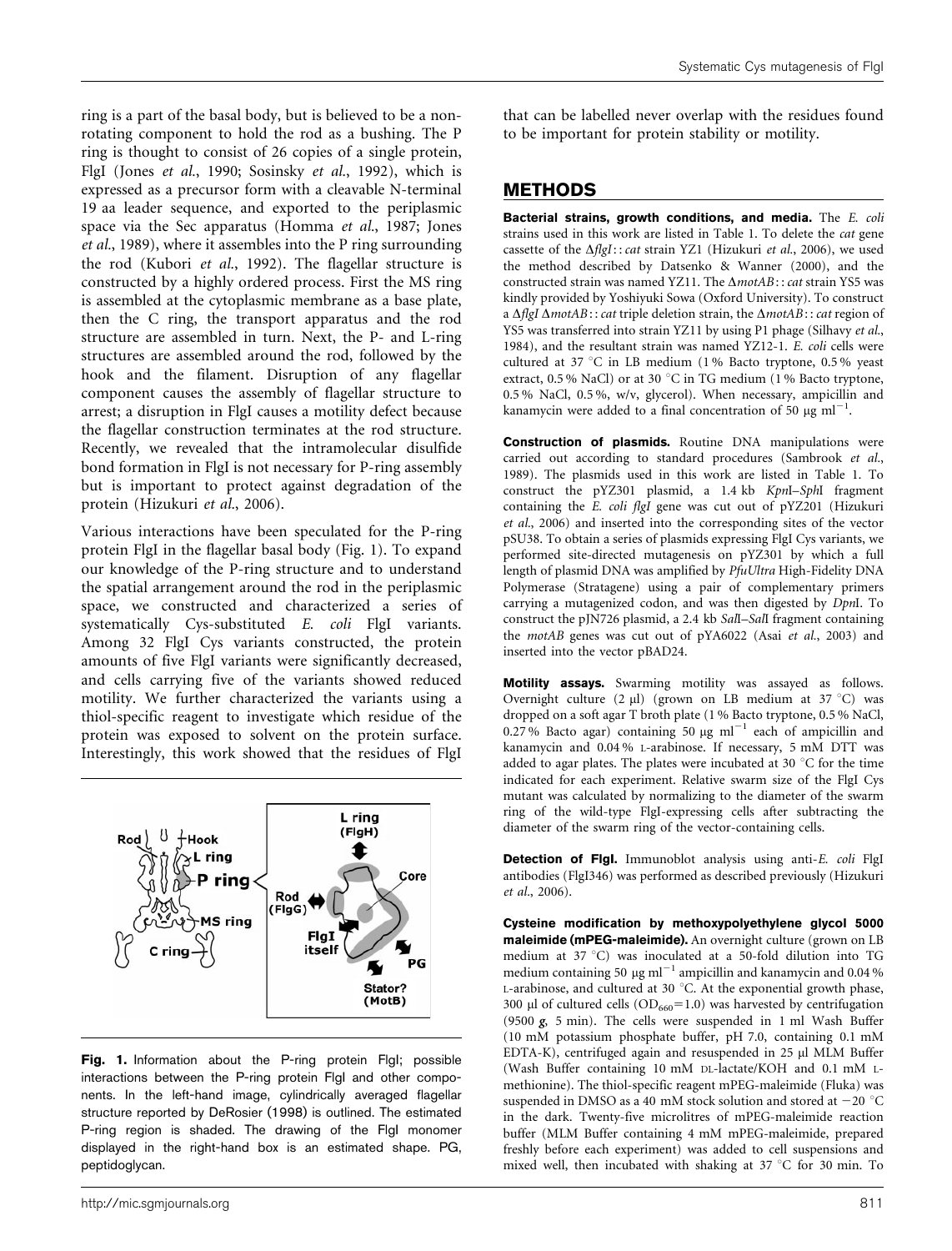ring is a part of the basal body, but is believed to be a non-rotating component to hold the rod as a bushing. The P ring is thought to consist of 26 copies of a single protein, FlgI (Jones *et al.*, 1990; Sosinsky *et al.*, 1992), which is expressed as a precursor form with a cleavable N-terminal 19 aa leader sequence, and exported to the periplasmic space via the Sec apparatus (Homma *et al.*, 1987; Jones *et al.*, 1989), where it assembles into the P ring surrounding the rod (Kubori *et al.*, 1992). The flagellar structure is constructed by a highly ordered process. First the MS ring is assembled at the cytoplasmic membrane as a base plate, then the C ring, the transport apparatus and the rod structure are assembled in turn. Next, the P- and L-ring structures are assembled around the rod, followed by the hook and the filament. Disruption of any flagellar component causes the assembly of flagellar structure to arrest; a disruption in FlgI causes a motility defect because the flagellar construction terminates at the rod structure. Recently, we revealed that the intramolecular disulfide bond formation in FlgI is not necessary for P-ring assembly but is important to protect against degradation of the protein (Hizukuri *et al.*, 2006).

Various interactions have been speculated for the P-ring protein FlgI in the flagellar basal body (Fig. 1). To expand our knowledge of the P-ring structure and to understand the spatial arrangement around the rod in the periplasmic space, we constructed and characterized a series of systematically Cys-substituted *E. coli* FlgI variants. Among 32 FlgI Cys variants constructed, the protein amounts of five FlgI variants were significantly decreased, and cells carrying five of the variants showed reduced motility. We further characterized the variants using a thiol-specific reagent to investigate which residue of the protein was exposed to solvent on the protein surface. Interestingly, this work showed that the residues of FlgI that can be labelled never overlap with the residues found to be important for protein stability or motility.

**Fig. 1.** Information about the P-ring protein FlgI; possible interactions between the P-ring protein FlgI and other components. In the left-hand image, cylindrically averaged flagellar structure reported by DeRosier (1998) is outlined. The estimated P-ring region is shaded. The drawing of the FlgI monomer displayed in the right-hand box is an estimated shape. PG, peptidoglycan.

## METHODS

**Bacterial strains, growth conditions, and media.** The *E. coli* strains used in this work are listed in Table 1. To delete the *cat* gene cassette of the Δ*flgI*::*cat* strain YZ1 (Hizukuri *et al.*, 2006), we used the method described by Datsenko & Wanner (2000), and the constructed strain was named YZ11. The Δ*motAB*::*cat* strain YS5 was kindly provided by Yoshiyuki Sowa (Oxford University). To construct a Δ*flgI* Δ*motAB*::*cat* triple deletion strain, the Δ*motAB*::*cat* region of YS5 was transferred into strain YZ11 by using P1 phage (Silhavy *et al.*, 1984), and the resultant strain was named YZ12-1. *E. coli* cells were cultured at 37 °C in LB medium (1 % Bacto tryptone, 0.5 % yeast extract, 0.5 % NaCl) or at 30 °C in TG medium (1 % Bacto tryptone, 0.5 % NaCl, 0.5 %, w/v, glycerol). When necessary, ampicillin and kanamycin were added to a final concentration of 50 μg $ml^{-1}$.

**Construction of plasmids.** Routine DNA manipulations were carried out according to standard procedures (Sambrook *et al.*, 1989). The plasmids used in this work are listed in Table 1. To construct the pYZ301 plasmid, a 1.4 kb *Kpn*I–*Sph*I fragment containing the *E. coli flgI* gene was cut out of pYZ201 (Hizukuri *et al.*, 2006) and inserted into the corresponding sites of the vector pSU38. To obtain a series of plasmids expressing FlgI Cys variants, we performed site-directed mutagenesis on pYZ301 by which a full length of plasmid DNA was amplified by *PfuUltra* High-Fidelity DNA Polymerase (Stratagene) using a pair of complementary primers carrying a mutagenized codon, and was then digested by *Dpn*I. To construct the pJN726 plasmid, a 2.4 kb *Sal*I–*Sal*I fragment containing the *motAB* genes was cut out of pYA6022 (Asai *et al.*, 2003) and inserted into the vector pBAD24.

**Motility assays.** Swarming motility was assayed as follows. Overnight culture (2 μl) (grown on LB medium at 37 °C) was dropped on a soft agar T broth plate (1 % Bacto tryptone, 0.5 % NaCl, 0.27 % Bacto agar) containing 50 μg $ml^{-1}$ each of ampicillin and kanamycin and 0.04 % L-arabinose. If necessary, 5 mM DTT was added to agar plates. The plates were incubated at 30 °C for the time indicated for each experiment. Relative swarm size of the FlgI Cys mutant was calculated by normalizing to the diameter of the swarm ring of the wild-type FlgI-expressing cells after subtracting the diameter of the swarm ring of the vector-containing cells.

**Detection of FlgI.** Immunoblot analysis using anti-*E. coli* FlgI antibodies (FlgI346) was performed as described previously (Hizukuri *et al.*, 2006).

**Cysteine modification by methoxypolyethylene glycol 5000 maleimide (mPEG-maleimide).** An overnight culture (grown on LB medium at 37 °C) was inoculated at a 50-fold dilution into TG medium containing 50 μg $ml^{-1}$ ampicillin and kanamycin and 0.04 % L-arabinose, and cultured at 30 °C. At the exponential growth phase, 300 μl of cultured cells ($OD_{660}$=1.0) was harvested by centrifugation (9500 *g*, 5 min). The cells were suspended in 1 ml Wash Buffer (10 mM potassium phosphate buffer, pH 7.0, containing 0.1 mM EDTA-K), centrifuged again and resuspended in 25 μl MLM Buffer (Wash Buffer containing 10 mM DL-lactate/KOH and 0.1 mM L-methionine). The thiol-specific reagent mPEG-maleimide (Fluka) was suspended in DMSO as a 40 mM stock solution and stored at −20 °C in the dark. Twenty-five microlitres of mPEG-maleimide reaction buffer (MLM Buffer containing 4 mM mPEG-maleimide, prepared freshly before each experiment) was added to cell suspensions and mixed well, then incubated with shaking at 37 °C for 30 min. To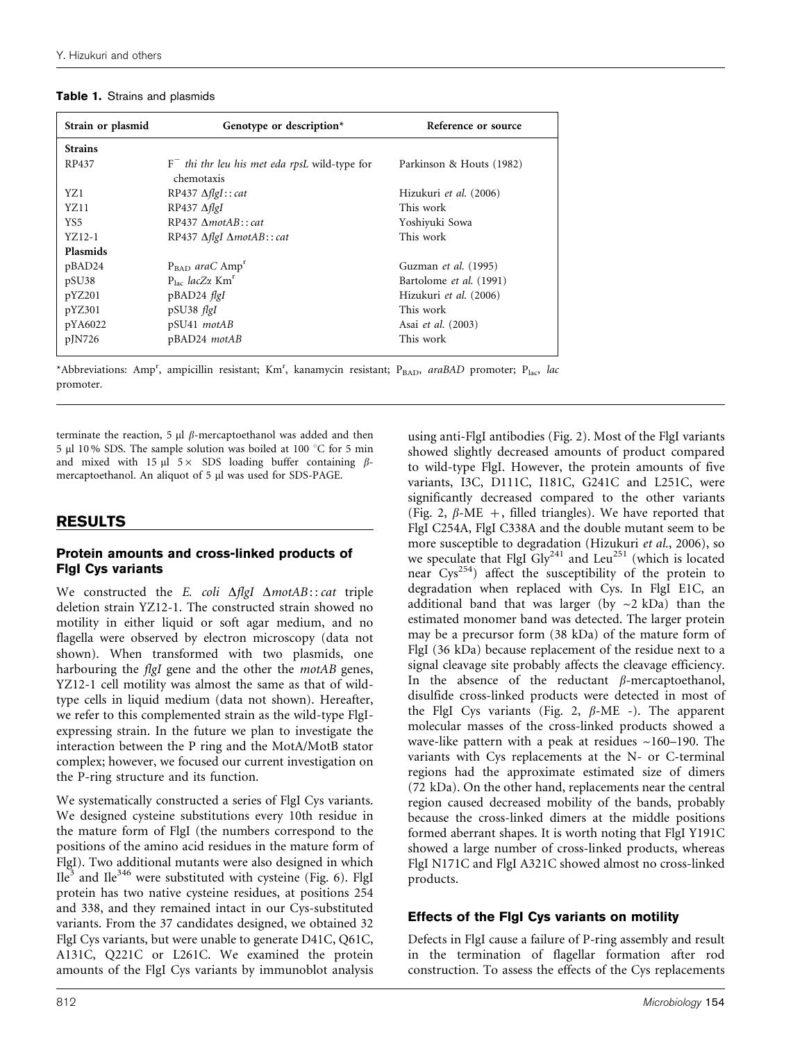**Table 1.** Strains and plasmids

| Strain or plasmid | Genotype or description* | Reference or source |
|---|---|---|
| **Strains** | | |
| RP437 | $F^-$ *thi thr leu his met eda rpsL* wild-type for chemotaxis | Parkinson & Houts (1982) |
| YZ1 | RP437 Δ*flgI*::*cat* | Hizukuri *et al.* (2006) |
| YZ11 | RP437 Δ*flgI* | This work |
| YS5 | RP437 Δ*motAB*::*cat* | Yoshiyuki Sowa |
| YZ12-1 | RP437 Δ*flgI* Δ*motAB*::*cat* | This work |
| **Plasmids** | | |
| pBAD24 | $P_{BAD}$ *araC* $Amp^r$ | Guzman *et al.* (1995) |
| pSU38 | $P_{lac}$ *lacZα* $Km^r$ | Bartolome *et al.* (1991) |
| pYZ201 | pBAD24 *flgI* | Hizukuri *et al.* (2006) |
| pYZ301 | pSU38 *flgI* | This work |
| pYA6022 | pSU41 *motAB* | Asai *et al.* (2003) |
| pJN726 | pBAD24 *motAB* | This work |

*Abbreviations: $Amp^r$, ampicillin resistant; $Km^r$, kanamycin resistant; $P_{BAD}$, *araBAD* promoter; $P_{lac}$, *lac* promoter.

terminate the reaction, 5 μl β-mercaptoethanol was added and then 5 μl 10 % SDS. The sample solution was boiled at 100 °C for 5 min and mixed with 15 μl 5× SDS loading buffer containing β-mercaptoethanol. An aliquot of 5 μl was used for SDS-PAGE.

## RESULTS

### Protein amounts and cross-linked products of FlgI Cys variants

We constructed the *E. coli* Δ*flgI* Δ*motAB*::*cat* triple deletion strain YZ12-1. The constructed strain showed no motility in either liquid or soft agar medium, and no flagella were observed by electron microscopy (data not shown). When transformed with two plasmids, one harbouring the *flgI* gene and the other the *motAB* genes, YZ12-1 cell motility was almost the same as that of wild-type cells in liquid medium (data not shown). Hereafter, we refer to this complemented strain as the wild-type FlgI-expressing strain. In the future we plan to investigate the interaction between the P ring and the MotA/MotB stator complex; however, we focused our current investigation on the P-ring structure and its function.

We systematically constructed a series of FlgI Cys variants. We designed cysteine substitutions every 10th residue in the mature form of FlgI (the numbers correspond to the positions of the amino acid residues in the mature form of FlgI). Two additional mutants were also designed in which $Ile^3$ and $Ile^{346}$ were substituted with cysteine (Fig. 6). FlgI protein has two native cysteine residues, at positions 254 and 338, and they remained intact in our Cys-substituted variants. From the 37 candidates designed, we obtained 32 FlgI Cys variants, but were unable to generate D41C, Q61C, A131C, Q221C or L261C. We examined the protein amounts of the FlgI Cys variants by immunoblot analysis using anti-FlgI antibodies (Fig. 2). Most of the FlgI variants showed slightly decreased amounts of product compared to wild-type FlgI. However, the protein amounts of five variants, I3C, D111C, I181C, G241C and L251C, were significantly decreased compared to the other variants (Fig. 2, β-ME +, filled triangles). We have reported that FlgI C254A, FlgI C338A and the double mutant seem to be more susceptible to degradation (Hizukuri *et al.*, 2006), so we speculate that FlgI $Gly^{241}$ and $Leu^{251}$ (which is located near $Cys^{254}$) affect the susceptibility of the protein to degradation when replaced with Cys. In FlgI E1C, an additional band that was larger (by ~2 kDa) than the estimated monomer band was detected. The larger protein may be a precursor form (38 kDa) of the mature form of FlgI (36 kDa) because replacement of the residue next to a signal cleavage site probably affects the cleavage efficiency. In the absence of the reductant β-mercaptoethanol, disulfide cross-linked products were detected in most of the FlgI Cys variants (Fig. 2, β-ME -). The apparent molecular masses of the cross-linked products showed a wave-like pattern with a peak at residues ~160–190. The variants with Cys replacements at the N- or C-terminal regions had the approximate estimated size of dimers (72 kDa). On the other hand, replacements near the central region caused decreased mobility of the bands, probably because the cross-linked dimers at the middle positions formed aberrant shapes. It is worth noting that FlgI Y191C showed a large number of cross-linked products, whereas FlgI N171C and FlgI A321C showed almost no cross-linked products.

### Effects of the FlgI Cys variants on motility

Defects in FlgI cause a failure of P-ring assembly and result in the termination of flagellar formation after rod construction. To assess the effects of the Cys replacements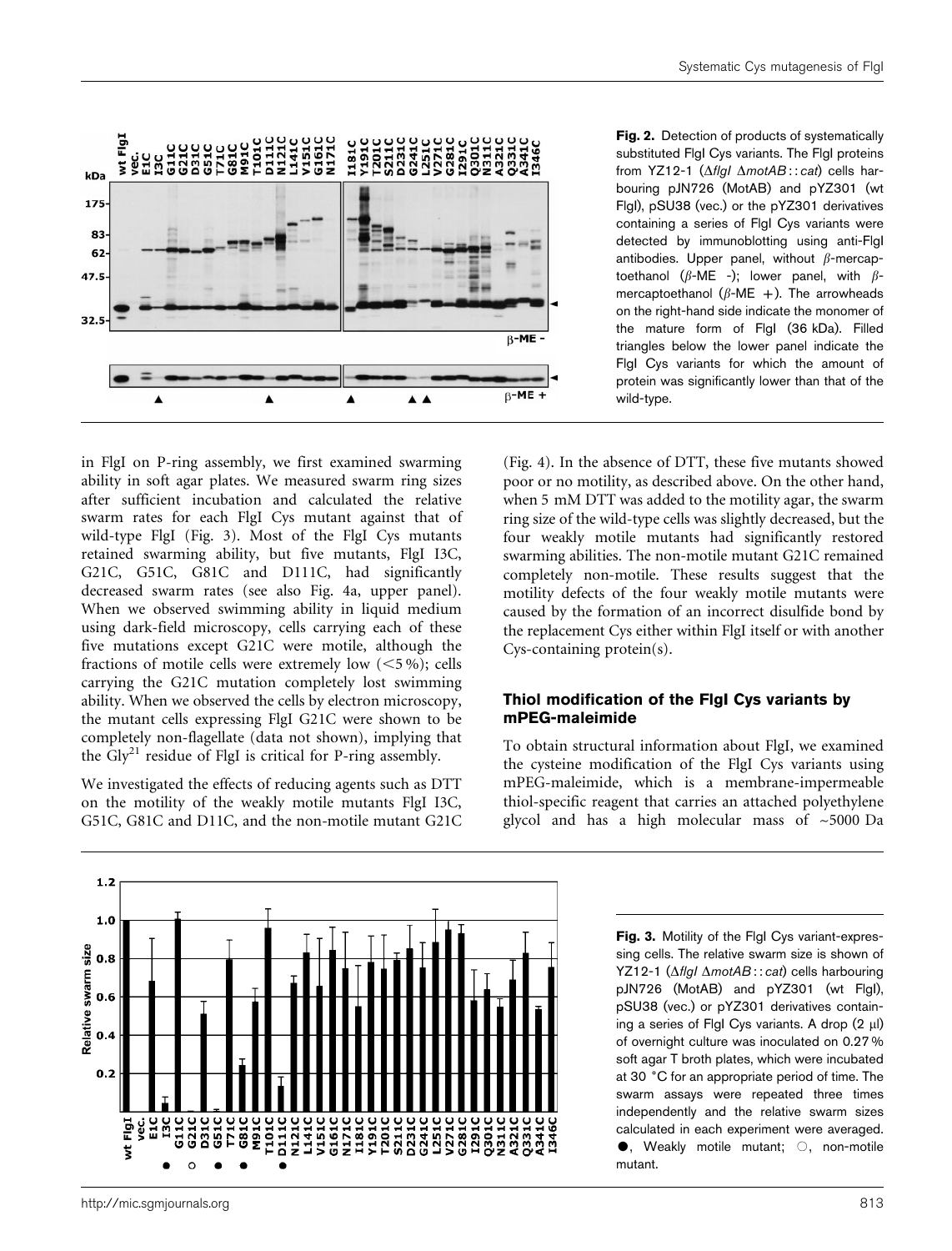**Fig. 2.** Detection of products of systematically substituted FlgI Cys variants. The FlgI proteins from YZ12-1 (Δ*flgI* Δ*motAB*::*cat*) cells harbouring pJN726 (MotAB) and pYZ301 (wt FlgI), pSU38 (vec.) or the pYZ301 derivatives containing a series of FlgI Cys variants were detected by immunoblotting using anti-FlgI antibodies. Upper panel, without β-mercaptoethanol (β-ME -); lower panel, with β-mercaptoethanol (β-ME +). The arrowheads on the right-hand side indicate the monomer of the mature form of FlgI (36 kDa). Filled triangles below the lower panel indicate the FlgI Cys variants for which the amount of protein was significantly lower than that of the wild-type.

in FlgI on P-ring assembly, we first examined swarming ability in soft agar plates. We measured swarm ring sizes after sufficient incubation and calculated the relative swarm rates for each FlgI Cys mutant against that of wild-type FlgI (Fig. 3). Most of the FlgI Cys mutants retained swarming ability, but five mutants, FlgI I3C, G21C, G51C, G81C and D111C, had significantly decreased swarm rates (see also Fig. 4a, upper panel). When we observed swimming ability in liquid medium using dark-field microscopy, cells carrying each of these five mutations except G21C were motile, although the fractions of motile cells were extremely low (<5 %); cells carrying the G21C mutation completely lost swimming ability. When we observed the cells by electron microscopy, the mutant cells expressing FlgI G21C were shown to be completely non-flagellate (data not shown), implying that the $Gly^{21}$ residue of FlgI is critical for P-ring assembly.

We investigated the effects of reducing agents such as DTT on the motility of the weakly motile mutants FlgI I3C, G51C, G81C and D11C, and the non-motile mutant G21C (Fig. 4). In the absence of DTT, these five mutants showed poor or no motility, as described above. On the other hand, when 5 mM DTT was added to the motility agar, the swarm ring size of the wild-type cells was slightly decreased, but the four weakly motile mutants had significantly restored swarming abilities. The non-motile mutant G21C remained completely non-motile. These results suggest that the motility defects of the four weakly motile mutants were caused by the formation of an incorrect disulfide bond by the replacement Cys either within FlgI itself or with another Cys-containing protein(s).

### Thiol modification of the FlgI Cys variants by mPEG-maleimide

To obtain structural information about FlgI, we examined the cysteine modification of the FlgI Cys variants using mPEG-maleimide, which is a membrane-impermeable thiol-specific reagent that carries an attached polyethylene glycol and has a high molecular mass of ~5000 Da

**Fig. 3.** Motility of the FlgI Cys variant-expressing cells. The relative swarm size is shown of YZ12-1 (Δ*flgI* Δ*motAB*::*cat*) cells harbouring pJN726 (MotAB) and pYZ301 (wt FlgI), pSU38 (vec.) or pYZ301 derivatives containing a series of FlgI Cys variants. A drop (2 μl) of overnight culture was inoculated on 0.27 % soft agar T broth plates, which were incubated at 30 °C for an appropriate period of time. The swarm assays were repeated three times independently and the relative swarm sizes calculated in each experiment were averaged. ●, Weakly motile mutant; ○, non-motile mutant.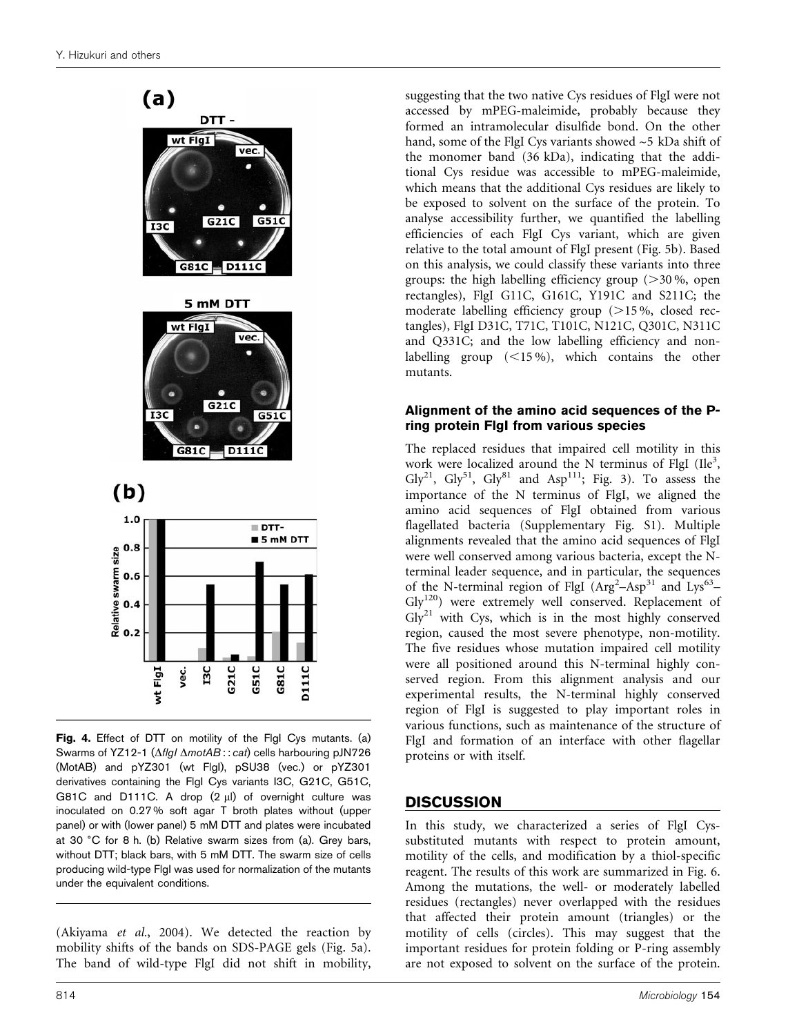**Fig. 4.** Effect of DTT on motility of the FlgI Cys mutants. (a) Swarms of YZ12-1 (Δ*flgI* Δ*motAB* : : *cat*) cells harbouring pJN726 (MotAB) and pYZ301 (wt FlgI), pSU38 (vec.) or pYZ301 derivatives containing the FlgI Cys variants I3C, G21C, G51C, G81C and D111C. A drop (2 μl) of overnight culture was inoculated on 0.27 % soft agar T broth plates without (upper panel) or with (lower panel) 5 mM DTT and plates were incubated at 30 °C for 8 h. (b) Relative swarm sizes from (a). Grey bars, without DTT; black bars, with 5 mM DTT. The swarm size of cells producing wild-type FlgI was used for normalization of the mutants under the equivalent conditions.

(Akiyama *et al.*, 2004). We detected the reaction by mobility shifts of the bands on SDS-PAGE gels (Fig. 5a). The band of wild-type FlgI did not shift in mobility, suggesting that the two native Cys residues of FlgI were not accessed by mPEG-maleimide, probably because they formed an intramolecular disulfide bond. On the other hand, some of the FlgI Cys variants showed ~5 kDa shift of the monomer band (36 kDa), indicating that the additional Cys residue was accessible to mPEG-maleimide, which means that the additional Cys residues are likely to be exposed to solvent on the surface of the protein. To analyse accessibility further, we quantified the labelling efficiencies of each FlgI Cys variant, which are given relative to the total amount of FlgI present (Fig. 5b). Based on this analysis, we could classify these variants into three groups: the high labelling efficiency group (>30 %, open rectangles), FlgI G11C, G161C, Y191C and S211C; the moderate labelling efficiency group (>15 %, closed rectangles), FlgI D31C, T71C, T101C, N121C, Q301C, N311C and Q331C; and the low labelling efficiency and non-labelling group (<15 %), which contains the other mutants.

### Alignment of the amino acid sequences of the P-ring protein FlgI from various species

The replaced residues that impaired cell motility in this work were localized around the N terminus of FlgI (Ile$^{3}$, Gly$^{21}$, Gly$^{51}$, Gly$^{81}$ and Asp$^{111}$; Fig. 3). To assess the importance of the N terminus of FlgI, we aligned the amino acid sequences of FlgI obtained from various flagellated bacteria (Supplementary Fig. S1). Multiple alignments revealed that the amino acid sequences of FlgI were well conserved among various bacteria, except the N-terminal leader sequence, and in particular, the sequences of the N-terminal region of FlgI (Arg$^{2}$–Asp$^{31}$ and Lys$^{63}$–Gly$^{120}$) were extremely well conserved. Replacement of Gly$^{21}$ with Cys, which is in the most highly conserved region, caused the most severe phenotype, non-motility. The five residues whose mutation impaired cell motility were all positioned around this N-terminal highly conserved region. From this alignment analysis and our experimental results, the N-terminal highly conserved region of FlgI is suggested to play important roles in various functions, such as maintenance of the structure of FlgI and formation of an interface with other flagellar proteins or with itself.

## DISCUSSION

In this study, we characterized a series of FlgI Cys-substituted mutants with respect to protein amount, motility of the cells, and modification by a thiol-specific reagent. The results of this work are summarized in Fig. 6. Among the mutations, the well- or moderately labelled residues (rectangles) never overlapped with the residues that affected their protein amount (triangles) or the motility of cells (circles). This may suggest that the important residues for protein folding or P-ring assembly are not exposed to solvent on the surface of the protein.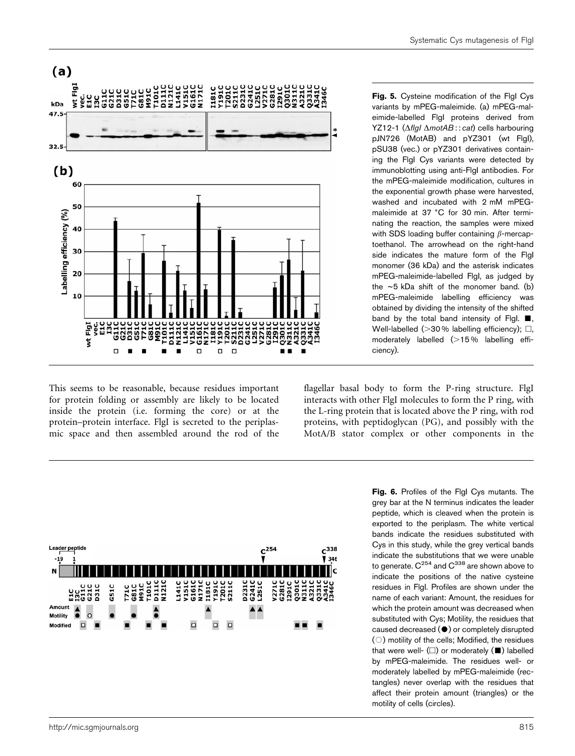**Fig. 5.** Cysteine modification of the FlgI Cys variants by mPEG-maleimide. (a) mPEG-maleimide-labelled FlgI proteins derived from YZ12-1 (Δ*flgI* Δ*motAB* : : *cat*) cells harbouring pJN726 (MotAB) and pYZ301 (wt FlgI), pSU38 (vec.) or pYZ301 derivatives containing the FlgI Cys variants were detected by immunoblotting using anti-FlgI antibodies. For the mPEG-maleimide modification, cultures in the exponential growth phase were harvested, washed and incubated with 2 mM mPEG-maleimide at 37 °C for 30 min. After terminating the reaction, the samples were mixed with SDS loading buffer containing β-mercaptoethanol. The arrowhead on the right-hand side indicates the mature form of the FlgI monomer (36 kDa) and the asterisk indicates mPEG-maleimide-labelled FlgI, as judged by the ~5 kDa shift of the monomer band. (b) mPEG-maleimide labelling efficiency was obtained by dividing the intensity of the shifted band by the total band intensity of FlgI. ■, Well-labelled (>30 % labelling efficiency); □, moderately labelled (>15 % labelling efficiency).

This seems to be reasonable, because residues important for protein folding or assembly are likely to be located inside the protein (i.e. forming the core) or at the protein–protein interface. FlgI is secreted to the periplasmic space and then assembled around the rod of the flagellar basal body to form the P-ring structure. FlgI interacts with other FlgI molecules to form the P ring, with the L-ring protein that is located above the P ring, with rod proteins, with peptidoglycan (PG), and possibly with the MotA/B stator complex or other components in the

**Fig. 6.** Profiles of the FlgI Cys mutants. The grey bar at the N terminus indicates the leader peptide, which is cleaved when the protein is exported to the periplasm. The white vertical bands indicate the residues substituted with Cys in this study, while the grey vertical bands indicate the substitutions that we were unable to generate. $C^{254}$ and $C^{338}$ are shown above to indicate the positions of the native cysteine residues in FlgI. Profiles are shown under the name of each variant: Amount, the residues for which the protein amount was decreased when substituted with Cys; Motility, the residues that caused decreased (●) or completely disrupted (○) motility of the cells; Modified, the residues that were well- (□) or moderately (■) labelled by mPEG-maleimide. The residues well- or moderately labelled by mPEG-maleimide (rectangles) never overlap with the residues that affect their protein amount (triangles) or the motility of cells (circles).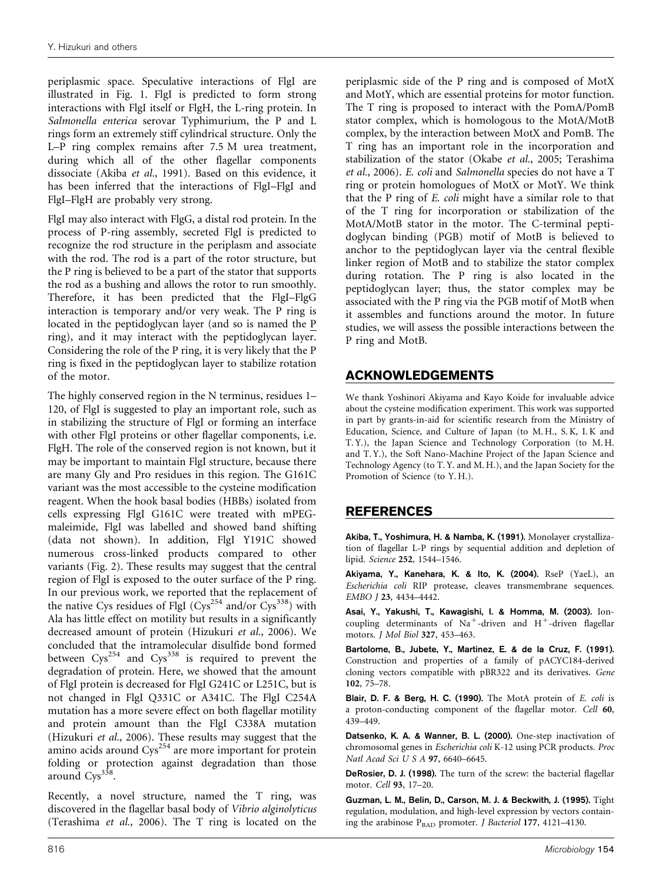periplasmic space. Speculative interactions of FlgI are illustrated in Fig. 1. FlgI is predicted to form strong interactions with FlgI itself or FlgH, the L-ring protein. In *Salmonella enterica* serovar Typhimurium, the P and L rings form an extremely stiff cylindrical structure. Only the L–P ring complex remains after 7.5 M urea treatment, during which all of the other flagellar components dissociate (Akiba *et al.*, 1991). Based on this evidence, it has been inferred that the interactions of FlgI–FlgI and FlgI–FlgH are probably very strong.

FlgI may also interact with FlgG, a distal rod protein. In the process of P-ring assembly, secreted FlgI is predicted to recognize the rod structure in the periplasm and associate with the rod. The rod is a part of the rotor structure, but the P ring is believed to be a part of the stator that supports the rod as a bushing and allows the rotor to run smoothly. Therefore, it has been predicted that the FlgI–FlgG interaction is temporary and/or very weak. The P ring is located in the peptidoglycan layer (and so is named the P ring), and it may interact with the peptidoglycan layer. Considering the role of the P ring, it is very likely that the P ring is fixed in the peptidoglycan layer to stabilize rotation of the motor.

The highly conserved region in the N terminus, residues 1–120, of FlgI is suggested to play an important role, such as in stabilizing the structure of FlgI or forming an interface with other FlgI proteins or other flagellar components, i.e. FlgH. The role of the conserved region is not known, but it may be important to maintain FlgI structure, because there are many Gly and Pro residues in this region. The G161C variant was the most accessible to the cysteine modification reagent. When the hook basal bodies (HBBs) isolated from cells expressing FlgI G161C were treated with mPEG-maleimide, FlgI was labelled and showed band shifting (data not shown). In addition, FlgI Y191C showed numerous cross-linked products compared to other variants (Fig. 2). These results may suggest that the central region of FlgI is exposed to the outer surface of the P ring. In our previous work, we reported that the replacement of the native Cys residues of FlgI ($Cys^{254}$ and/or $Cys^{338}$) with Ala has little effect on motility but results in a significantly decreased amount of protein (Hizukuri *et al.*, 2006). We concluded that the intramolecular disulfide bond formed between $Cys^{254}$ and $Cys^{338}$ is required to prevent the degradation of protein. Here, we showed that the amount of FlgI protein is decreased for FlgI G241C or L251C, but is not changed in FlgI Q331C or A341C. The FlgI C254A mutation has a more severe effect on both flagellar motility and protein amount than the FlgI C338A mutation (Hizukuri *et al.*, 2006). These results may suggest that the amino acids around $Cys^{254}$ are more important for protein folding or protection against degradation than those around $Cys^{338}$.

Recently, a novel structure, named the T ring, was discovered in the flagellar basal body of *Vibrio alginolyticus* (Terashima *et al.*, 2006). The T ring is located on the periplasmic side of the P ring and is composed of MotX and MotY, which are essential proteins for motor function. The T ring is proposed to interact with the PomA/PomB stator complex, which is homologous to the MotA/MotB complex, by the interaction between MotX and PomB. The T ring has an important role in the incorporation and stabilization of the stator (Okabe *et al.*, 2005; Terashima *et al.*, 2006). *E. coli* and *Salmonella* species do not have a T ring or protein homologues of MotX or MotY. We think that the P ring of *E. coli* might have a similar role to that of the T ring for incorporation or stabilization of the MotA/MotB stator in the motor. The C-terminal peptidoglycan binding (PGB) motif of MotB is believed to anchor to the peptidoglycan layer via the central flexible linker region of MotB and to stabilize the stator complex during rotation. The P ring is also located in the peptidoglycan layer; thus, the stator complex may be associated with the P ring via the PGB motif of MotB when it assembles and functions around the motor. In future studies, we will assess the possible interactions between the P ring and MotB.

## ACKNOWLEDGEMENTS

We thank Yoshinori Akiyama and Kayo Koide for invaluable advice about the cysteine modification experiment. This work was supported in part by grants-in-aid for scientific research from the Ministry of Education, Science, and Culture of Japan (to M. H., S. K, I. K and T. Y.), the Japan Science and Technology Corporation (to M. H. and T. Y.), the Soft Nano-Machine Project of the Japan Science and Technology Agency (to T. Y. and M. H.), and the Japan Society for the Promotion of Science (to Y. H.).

## REFERENCES

**Akiba, T., Yoshimura, H. & Namba, K. (1991).** Monolayer crystallization of flagellar L-P rings by sequential addition and depletion of lipid. *Science* **252**, 1544–1546.

**Akiyama, Y., Kanehara, K. & Ito, K. (2004).** RseP (YaeL), an *Escherichia coli* RIP protease, cleaves transmembrane sequences. *EMBO J* **23**, 4434–4442.

**Asai, Y., Yakushi, T., Kawagishi, I. & Homma, M. (2003).** Ion-coupling determinants of $Na^{+}$-driven and $H^{+}$-driven flagellar motors. *J Mol Biol* **327**, 453–463.

**Bartolome, B., Jubete, Y., Martinez, E. & de la Cruz, F. (1991).** Construction and properties of a family of pACYC184-derived cloning vectors compatible with pBR322 and its derivatives. *Gene* **102**, 75–78.

**Blair, D. F. & Berg, H. C. (1990).** The MotA protein of *E. coli* is a proton-conducting component of the flagellar motor. *Cell* **60**, 439–449.

**Datsenko, K. A. & Wanner, B. L. (2000).** One-step inactivation of chromosomal genes in *Escherichia coli* K-12 using PCR products. *Proc Natl Acad Sci U S A* **97**, 6640–6645.

**DeRosier, D. J. (1998).** The turn of the screw: the bacterial flagellar motor. *Cell* **93**, 17–20.

**Guzman, L. M., Belin, D., Carson, M. J. & Beckwith, J. (1995).** Tight regulation, modulation, and high-level expression by vectors containing the arabinose $P_{BAD}$ promoter. *J Bacteriol* **177**, 4121–4130.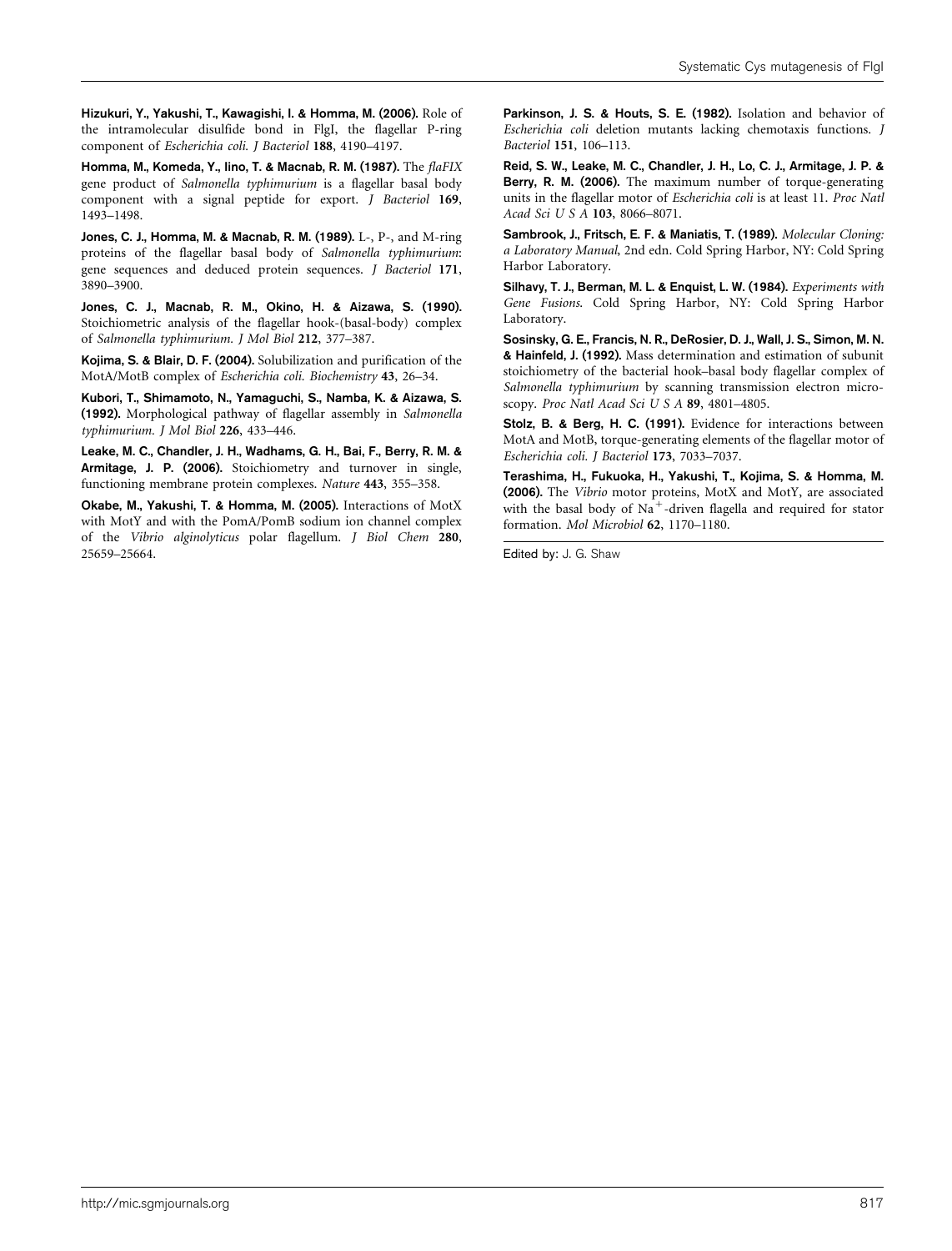**Hizukuri, Y., Yakushi, T., Kawagishi, I. & Homma, M. (2006).** Role of the intramolecular disulfide bond in FlgI, the flagellar P-ring component of *Escherichia coli*. *J Bacteriol* **188**, 4190–4197.

**Homma, M., Komeda, Y., Iino, T. & Macnab, R. M. (1987).** The *flaFIX* gene product of *Salmonella typhimurium* is a flagellar basal body component with a signal peptide for export. *J Bacteriol* **169**, 1493–1498.

**Jones, C. J., Homma, M. & Macnab, R. M. (1989).** L-, P-, and M-ring proteins of the flagellar basal body of *Salmonella typhimurium*: gene sequences and deduced protein sequences. *J Bacteriol* **171**, 3890–3900.

**Jones, C. J., Macnab, R. M., Okino, H. & Aizawa, S. (1990).** Stoichiometric analysis of the flagellar hook-(basal-body) complex of *Salmonella typhimurium*. *J Mol Biol* **212**, 377–387.

**Kojima, S. & Blair, D. F. (2004).** Solubilization and purification of the MotA/MotB complex of *Escherichia coli*. *Biochemistry* **43**, 26–34.

**Kubori, T., Shimamoto, N., Yamaguchi, S., Namba, K. & Aizawa, S. (1992).** Morphological pathway of flagellar assembly in *Salmonella typhimurium*. *J Mol Biol* **226**, 433–446.

**Leake, M. C., Chandler, J. H., Wadhams, G. H., Bai, F., Berry, R. M. & Armitage, J. P. (2006).** Stoichiometry and turnover in single, functioning membrane protein complexes. *Nature* **443**, 355–358.

**Okabe, M., Yakushi, T. & Homma, M. (2005).** Interactions of MotX with MotY and with the PomA/PomB sodium ion channel complex of the *Vibrio alginolyticus* polar flagellum. *J Biol Chem* **280**, 25659–25664.

**Parkinson, J. S. & Houts, S. E. (1982).** Isolation and behavior of *Escherichia coli* deletion mutants lacking chemotaxis functions. *J Bacteriol* **151**, 106–113.

**Reid, S. W., Leake, M. C., Chandler, J. H., Lo, C. J., Armitage, J. P. & Berry, R. M. (2006).** The maximum number of torque-generating units in the flagellar motor of *Escherichia coli* is at least 11. *Proc Natl Acad Sci U S A* **103**, 8066–8071.

**Sambrook, J., Fritsch, E. F. & Maniatis, T. (1989).** *Molecular Cloning: a Laboratory Manual*, 2nd edn. Cold Spring Harbor, NY: Cold Spring Harbor Laboratory.

**Silhavy, T. J., Berman, M. L. & Enquist, L. W. (1984).** *Experiments with Gene Fusions*. Cold Spring Harbor, NY: Cold Spring Harbor Laboratory.

**Sosinsky, G. E., Francis, N. R., DeRosier, D. J., Wall, J. S., Simon, M. N. & Hainfeld, J. (1992).** Mass determination and estimation of subunit stoichiometry of the bacterial hook–basal body flagellar complex of *Salmonella typhimurium* by scanning transmission electron microscopy. *Proc Natl Acad Sci U S A* **89**, 4801–4805.

**Stolz, B. & Berg, H. C. (1991).** Evidence for interactions between MotA and MotB, torque-generating elements of the flagellar motor of *Escherichia coli*. *J Bacteriol* **173**, 7033–7037.

**Terashima, H., Fukuoka, H., Yakushi, T., Kojima, S. & Homma, M. (2006).** The *Vibrio* motor proteins, MotX and MotY, are associated with the basal body of $Na^{+}$-driven flagella and required for stator formation. *Mol Microbiol* **62**, 1170–1180.

Edited by: J. G. Shaw